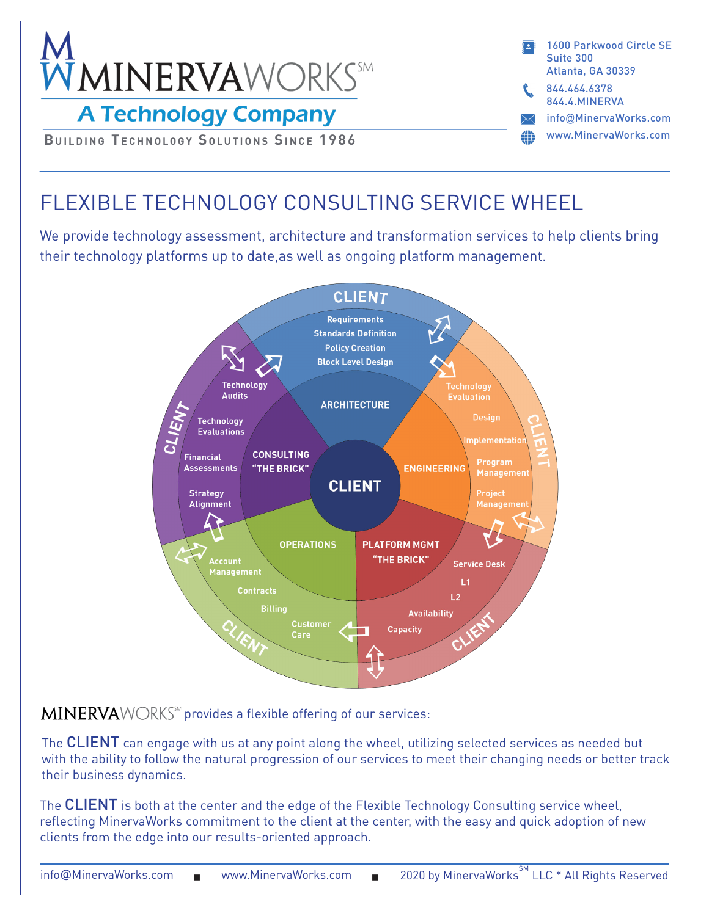# MINERVAWORKS℠

## A Technology Company

BUILDING TECHNOLOGY SOLUTIONS SINCE 1986

1600 Parkwood Circle SE
Suite 300
Atlanta, GA 30339

844.464.6378
844.4.MINERVA

info@MinervaWorks.com

www.MinervaWorks.com

# FLEXIBLE TECHNOLOGY CONSULTING SERVICE WHEEL

We provide technology assessment, architecture and transformation services to help clients bring their technology platforms up to date,as well as ongoing platform management.

CLIENT

ARCHITECTURE
- Requirements
- Standards Definition
- Policy Creation
- Block Level Design

ENGINEERING
- Technology Evaluation
- Design
- Implementation
- Program Management
- Project Management

PLATFORM MGMT "THE BRICK"
- Service Desk
- L1
- L2
- Availability
- Capacity

OPERATIONS
- Account Management
- Contracts
- Billing
- Customer Care

CONSULTING "THE BRICK"
- Technology Audits
- Technology Evaluations
- Financial Assessments
- Strategy Alignment

MINERVAWORKS℠ provides a flexible offering of our services:

The CLIENT can engage with us at any point along the wheel, utilizing selected services as needed but with the ability to follow the natural progression of our services to meet their changing needs or better track their business dynamics.

The CLIENT is both at the center and the edge of the Flexible Technology Consulting service wheel, reflecting MinervaWorks commitment to the client at the center, with the easy and quick adoption of new clients from the edge into our results-oriented approach.

info@MinervaWorks.com ■ www.MinervaWorks.com ■ 2020 by MinervaWorks℠ LLC * All Rights Reserved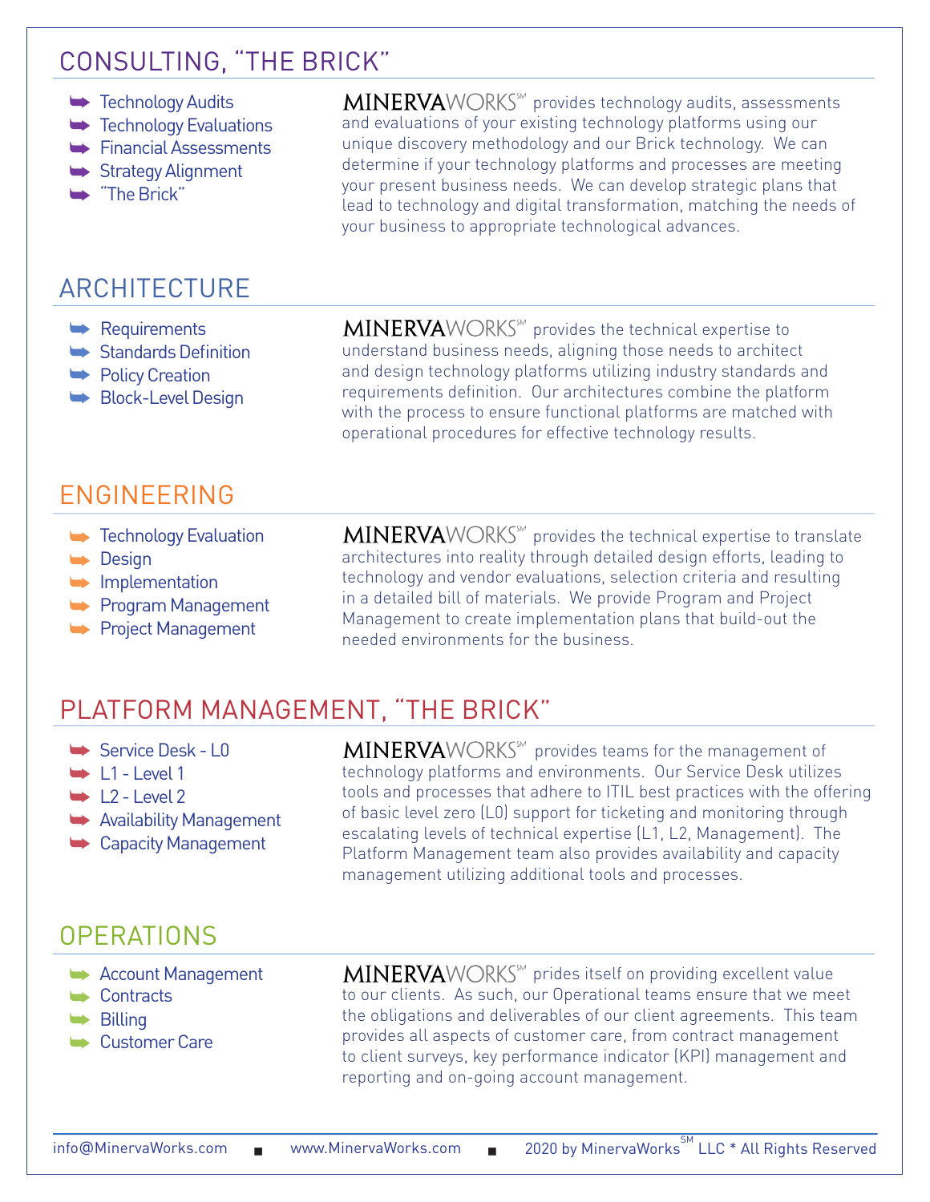## CONSULTING, "THE BRICK"

- Technology Audits
- Technology Evaluations
- Financial Assessments
- Strategy Alignment
- "The Brick"

MINERVAWORKS℠ provides technology audits, assessments and evaluations of your existing technology platforms using our unique discovery methodology and our Brick technology. We can determine if your technology platforms and processes are meeting your present business needs. We can develop strategic plans that lead to technology and digital transformation, matching the needs of your business to appropriate technological advances.

## ARCHITECTURE

- Requirements
- Standards Definition
- Policy Creation
- Block-Level Design

MINERVAWORKS℠ provides the technical expertise to understand business needs, aligning those needs to architect and design technology platforms utilizing industry standards and requirements definition. Our architectures combine the platform with the process to ensure functional platforms are matched with operational procedures for effective technology results.

## ENGINEERING

- Technology Evaluation
- Design
- Implementation
- Program Management
- Project Management

MINERVAWORKS℠ provides the technical expertise to translate architectures into reality through detailed design efforts, leading to technology and vendor evaluations, selection criteria and resulting in a detailed bill of materials. We provide Program and Project Management to create implementation plans that build-out the needed environments for the business.

## PLATFORM MANAGEMENT, "THE BRICK"

- Service Desk - L0
- L1 - Level 1
- L2 - Level 2
- Availability Management
- Capacity Management

MINERVAWORKS℠ provides teams for the management of technology platforms and environments. Our Service Desk utilizes tools and processes that adhere to ITIL best practices with the offering of basic level zero (L0) support for ticketing and monitoring through escalating levels of technical expertise (L1, L2, Management). The Platform Management team also provides availability and capacity management utilizing additional tools and processes.

## OPERATIONS

- Account Management
- Contracts
- Billing
- Customer Care

MINERVAWORKS℠ prides itself on providing excellent value to our clients. As such, our Operational teams ensure that we meet the obligations and deliverables of our client agreements. This team provides all aspects of customer care, from contract management to client surveys, key performance indicator (KPI) management and reporting and on-going account management.

info@MinervaWorks.com ■ www.MinervaWorks.com ■ 2020 by MinervaWorks℠ LLC * All Rights Reserved